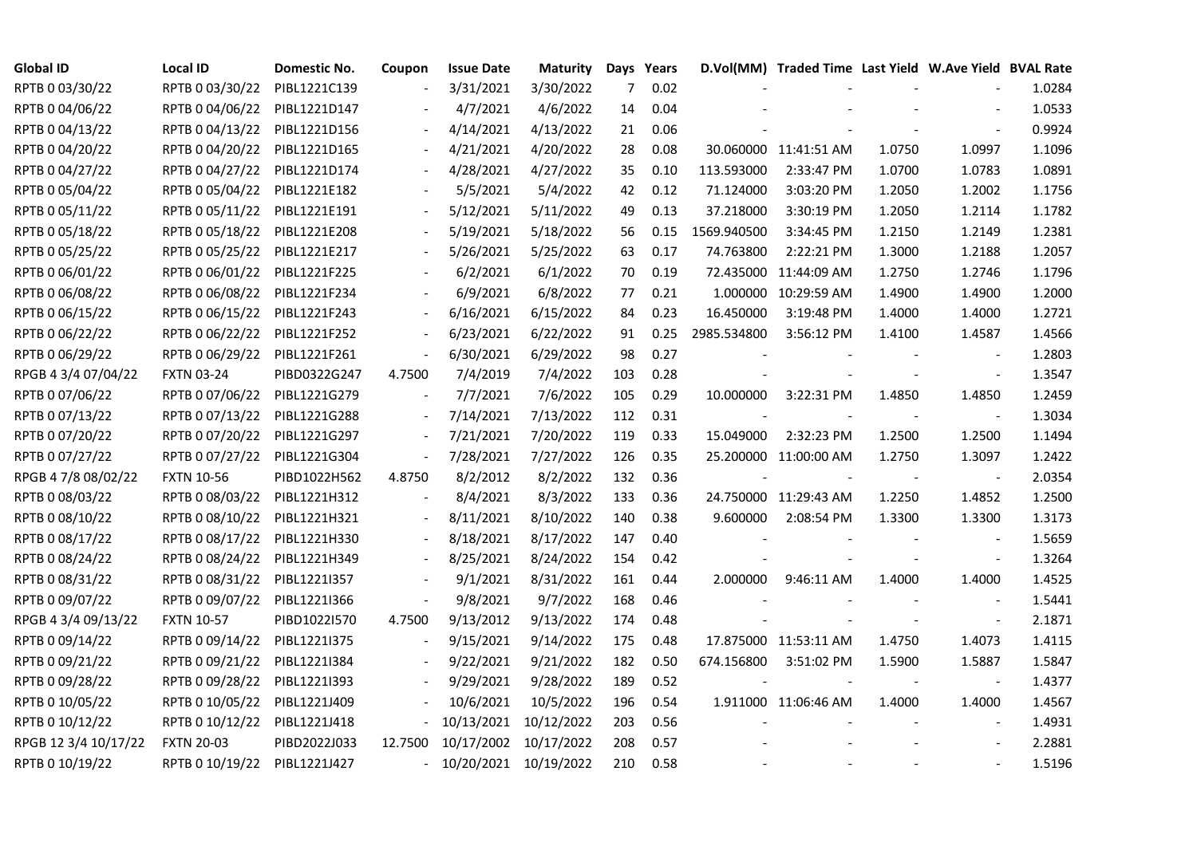| Global ID | Local ID | Domestic No. | Coupon | Issue Date | Maturity | Days | Years | D.Vol(MM) | Traded Time | Last Yield | W.Ave Yield | BVAL Rate |
|---|---|---|---|---|---|---|---|---|---|---|---|---|
| RPTB 0 03/30/22 | RPTB 0 03/30/22 | PIBL1221C139 | - | 3/31/2021 | 3/30/2022 | 7 | 0.02 | - | - | - | - | 1.0284 |
| RPTB 0 04/06/22 | RPTB 0 04/06/22 | PIBL1221D147 | - | 4/7/2021 | 4/6/2022 | 14 | 0.04 | - | - | - | - | 1.0533 |
| RPTB 0 04/13/22 | RPTB 0 04/13/22 | PIBL1221D156 | - | 4/14/2021 | 4/13/2022 | 21 | 0.06 | - | - | - | - | 0.9924 |
| RPTB 0 04/20/22 | RPTB 0 04/20/22 | PIBL1221D165 | - | 4/21/2021 | 4/20/2022 | 28 | 0.08 | 30.060000 | 11:41:51 AM | 1.0750 | 1.0997 | 1.1096 |
| RPTB 0 04/27/22 | RPTB 0 04/27/22 | PIBL1221D174 | - | 4/28/2021 | 4/27/2022 | 35 | 0.10 | 113.593000 | 2:33:47 PM | 1.0700 | 1.0783 | 1.0891 |
| RPTB 0 05/04/22 | RPTB 0 05/04/22 | PIBL1221E182 | - | 5/5/2021 | 5/4/2022 | 42 | 0.12 | 71.124000 | 3:03:20 PM | 1.2050 | 1.2002 | 1.1756 |
| RPTB 0 05/11/22 | RPTB 0 05/11/22 | PIBL1221E191 | - | 5/12/2021 | 5/11/2022 | 49 | 0.13 | 37.218000 | 3:30:19 PM | 1.2050 | 1.2114 | 1.1782 |
| RPTB 0 05/18/22 | RPTB 0 05/18/22 | PIBL1221E208 | - | 5/19/2021 | 5/18/2022 | 56 | 0.15 | 1569.940500 | 3:34:45 PM | 1.2150 | 1.2149 | 1.2381 |
| RPTB 0 05/25/22 | RPTB 0 05/25/22 | PIBL1221E217 | - | 5/26/2021 | 5/25/2022 | 63 | 0.17 | 74.763800 | 2:22:21 PM | 1.3000 | 1.2188 | 1.2057 |
| RPTB 0 06/01/22 | RPTB 0 06/01/22 | PIBL1221F225 | - | 6/2/2021 | 6/1/2022 | 70 | 0.19 | 72.435000 | 11:44:09 AM | 1.2750 | 1.2746 | 1.1796 |
| RPTB 0 06/08/22 | RPTB 0 06/08/22 | PIBL1221F234 | - | 6/9/2021 | 6/8/2022 | 77 | 0.21 | 1.000000 | 10:29:59 AM | 1.4900 | 1.4900 | 1.2000 |
| RPTB 0 06/15/22 | RPTB 0 06/15/22 | PIBL1221F243 | - | 6/16/2021 | 6/15/2022 | 84 | 0.23 | 16.450000 | 3:19:48 PM | 1.4000 | 1.4000 | 1.2721 |
| RPTB 0 06/22/22 | RPTB 0 06/22/22 | PIBL1221F252 | - | 6/23/2021 | 6/22/2022 | 91 | 0.25 | 2985.534800 | 3:56:12 PM | 1.4100 | 1.4587 | 1.4566 |
| RPTB 0 06/29/22 | RPTB 0 06/29/22 | PIBL1221F261 | - | 6/30/2021 | 6/29/2022 | 98 | 0.27 | - | - | - | - | 1.2803 |
| RPGB 4 3/4 07/04/22 | FXTN 03-24 | PIBD0322G247 | 4.7500 | 7/4/2019 | 7/4/2022 | 103 | 0.28 | - | - | - | - | 1.3547 |
| RPTB 0 07/06/22 | RPTB 0 07/06/22 | PIBL1221G279 | - | 7/7/2021 | 7/6/2022 | 105 | 0.29 | 10.000000 | 3:22:31 PM | 1.4850 | 1.4850 | 1.2459 |
| RPTB 0 07/13/22 | RPTB 0 07/13/22 | PIBL1221G288 | - | 7/14/2021 | 7/13/2022 | 112 | 0.31 | - | - | - | - | 1.3034 |
| RPTB 0 07/20/22 | RPTB 0 07/20/22 | PIBL1221G297 | - | 7/21/2021 | 7/20/2022 | 119 | 0.33 | 15.049000 | 2:32:23 PM | 1.2500 | 1.2500 | 1.1494 |
| RPTB 0 07/27/22 | RPTB 0 07/27/22 | PIBL1221G304 | - | 7/28/2021 | 7/27/2022 | 126 | 0.35 | 25.200000 | 11:00:00 AM | 1.2750 | 1.3097 | 1.2422 |
| RPGB 4 7/8 08/02/22 | FXTN 10-56 | PIBD1022H562 | 4.8750 | 8/2/2012 | 8/2/2022 | 132 | 0.36 | - | - | - | - | 2.0354 |
| RPTB 0 08/03/22 | RPTB 0 08/03/22 | PIBL1221H312 | - | 8/4/2021 | 8/3/2022 | 133 | 0.36 | 24.750000 | 11:29:43 AM | 1.2250 | 1.4852 | 1.2500 |
| RPTB 0 08/10/22 | RPTB 0 08/10/22 | PIBL1221H321 | - | 8/11/2021 | 8/10/2022 | 140 | 0.38 | 9.600000 | 2:08:54 PM | 1.3300 | 1.3300 | 1.3173 |
| RPTB 0 08/17/22 | RPTB 0 08/17/22 | PIBL1221H330 | - | 8/18/2021 | 8/17/2022 | 147 | 0.40 | - | - | - | - | 1.5659 |
| RPTB 0 08/24/22 | RPTB 0 08/24/22 | PIBL1221H349 | - | 8/25/2021 | 8/24/2022 | 154 | 0.42 | - | - | - | - | 1.3264 |
| RPTB 0 08/31/22 | RPTB 0 08/31/22 | PIBL1221I357 | - | 9/1/2021 | 8/31/2022 | 161 | 0.44 | 2.000000 | 9:46:11 AM | 1.4000 | 1.4000 | 1.4525 |
| RPTB 0 09/07/22 | RPTB 0 09/07/22 | PIBL1221I366 | - | 9/8/2021 | 9/7/2022 | 168 | 0.46 | - | - | - | - | 1.5441 |
| RPGB 4 3/4 09/13/22 | FXTN 10-57 | PIBD1022I570 | 4.7500 | 9/13/2012 | 9/13/2022 | 174 | 0.48 | - | - | - | - | 2.1871 |
| RPTB 0 09/14/22 | RPTB 0 09/14/22 | PIBL1221I375 | - | 9/15/2021 | 9/14/2022 | 175 | 0.48 | 17.875000 | 11:53:11 AM | 1.4750 | 1.4073 | 1.4115 |
| RPTB 0 09/21/22 | RPTB 0 09/21/22 | PIBL1221I384 | - | 9/22/2021 | 9/21/2022 | 182 | 0.50 | 674.156800 | 3:51:02 PM | 1.5900 | 1.5887 | 1.5847 |
| RPTB 0 09/28/22 | RPTB 0 09/28/22 | PIBL1221I393 | - | 9/29/2021 | 9/28/2022 | 189 | 0.52 | - | - | - | - | 1.4377 |
| RPTB 0 10/05/22 | RPTB 0 10/05/22 | PIBL1221J409 | - | 10/6/2021 | 10/5/2022 | 196 | 0.54 | 1.911000 | 11:06:46 AM | 1.4000 | 1.4000 | 1.4567 |
| RPTB 0 10/12/22 | RPTB 0 10/12/22 | PIBL1221J418 | - | 10/13/2021 | 10/12/2022 | 203 | 0.56 | - | - | - | - | 1.4931 |
| RPGB 12 3/4 10/17/22 | FXTN 20-03 | PIBD2022J033 | 12.7500 | 10/17/2002 | 10/17/2022 | 208 | 0.57 | - | - | - | - | 2.2881 |
| RPTB 0 10/19/22 | RPTB 0 10/19/22 | PIBL1221J427 | - | 10/20/2021 | 10/19/2022 | 210 | 0.58 | - | - | - | - | 1.5196 |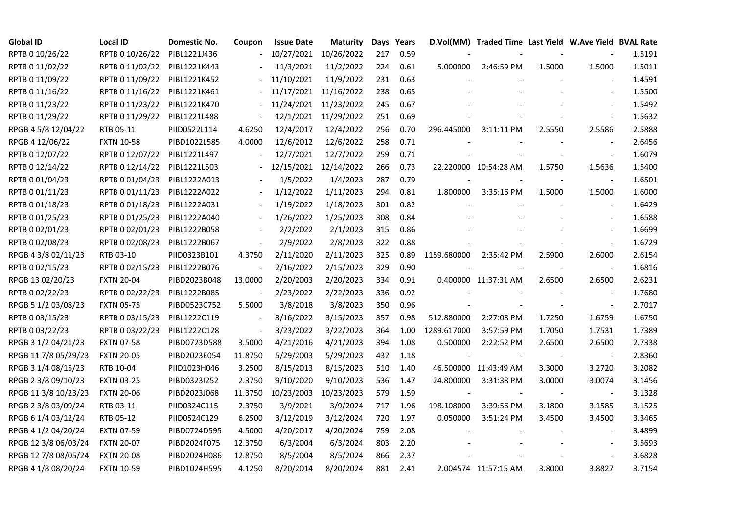| Global ID | Local ID | Domestic No. | Coupon | Issue Date | Maturity | Days | Years | D.Vol(MM) | Traded Time | Last Yield | W.Ave Yield | BVAL Rate |
|---|---|---|---|---|---|---|---|---|---|---|---|---|
| RPTB 0 10/26/22 | RPTB 0 10/26/22 | PIBL1221J436 | - | 10/27/2021 | 10/26/2022 | 217 | 0.59 | - | - | - | - | 1.5191 |
| RPTB 0 11/02/22 | RPTB 0 11/02/22 | PIBL1221K443 | - | 11/3/2021 | 11/2/2022 | 224 | 0.61 | 5.000000 | 2:46:59 PM | 1.5000 | 1.5000 | 1.5011 |
| RPTB 0 11/09/22 | RPTB 0 11/09/22 | PIBL1221K452 | - | 11/10/2021 | 11/9/2022 | 231 | 0.63 | - | - | - | - | 1.4591 |
| RPTB 0 11/16/22 | RPTB 0 11/16/22 | PIBL1221K461 | - | 11/17/2021 | 11/16/2022 | 238 | 0.65 | - | - | - | - | 1.5500 |
| RPTB 0 11/23/22 | RPTB 0 11/23/22 | PIBL1221K470 | - | 11/24/2021 | 11/23/2022 | 245 | 0.67 | - | - | - | - | 1.5492 |
| RPTB 0 11/29/22 | RPTB 0 11/29/22 | PIBL1221L488 | - | 12/1/2021 | 11/29/2022 | 251 | 0.69 | - | - | - | - | 1.5632 |
| RPGB 4 5/8 12/04/22 | RTB 05-11 | PIID0522L114 | 4.6250 | 12/4/2017 | 12/4/2022 | 256 | 0.70 | 296.445000 | 3:11:11 PM | 2.5550 | 2.5586 | 2.5888 |
| RPGB 4 12/06/22 | FXTN 10-58 | PIBD1022L585 | 4.0000 | 12/6/2012 | 12/6/2022 | 258 | 0.71 | - | - | - | - | 2.6456 |
| RPTB 0 12/07/22 | RPTB 0 12/07/22 | PIBL1221L497 | - | 12/7/2021 | 12/7/2022 | 259 | 0.71 | - | - | - | - | 1.6079 |
| RPTB 0 12/14/22 | RPTB 0 12/14/22 | PIBL1221L503 | - | 12/15/2021 | 12/14/2022 | 266 | 0.73 | 22.220000 | 10:54:28 AM | 1.5750 | 1.5636 | 1.5400 |
| RPTB 0 01/04/23 | RPTB 0 01/04/23 | PIBL1222A013 | - | 1/5/2022 | 1/4/2023 | 287 | 0.79 | - | - | - | - | 1.6501 |
| RPTB 0 01/11/23 | RPTB 0 01/11/23 | PIBL1222A022 | - | 1/12/2022 | 1/11/2023 | 294 | 0.81 | 1.800000 | 3:35:16 PM | 1.5000 | 1.5000 | 1.6000 |
| RPTB 0 01/18/23 | RPTB 0 01/18/23 | PIBL1222A031 | - | 1/19/2022 | 1/18/2023 | 301 | 0.82 | - | - | - | - | 1.6429 |
| RPTB 0 01/25/23 | RPTB 0 01/25/23 | PIBL1222A040 | - | 1/26/2022 | 1/25/2023 | 308 | 0.84 | - | - | - | - | 1.6588 |
| RPTB 0 02/01/23 | RPTB 0 02/01/23 | PIBL1222B058 | - | 2/2/2022 | 2/1/2023 | 315 | 0.86 | - | - | - | - | 1.6699 |
| RPTB 0 02/08/23 | RPTB 0 02/08/23 | PIBL1222B067 | - | 2/9/2022 | 2/8/2023 | 322 | 0.88 | - | - | - | - | 1.6729 |
| RPGB 4 3/8 02/11/23 | RTB 03-10 | PIID0323B101 | 4.3750 | 2/11/2020 | 2/11/2023 | 325 | 0.89 | 1159.680000 | 2:35:42 PM | 2.5900 | 2.6000 | 2.6154 |
| RPTB 0 02/15/23 | RPTB 0 02/15/23 | PIBL1222B076 | - | 2/16/2022 | 2/15/2023 | 329 | 0.90 | - | - | - | - | 1.6816 |
| RPGB 13 02/20/23 | FXTN 20-04 | PIBD2023B048 | 13.0000 | 2/20/2003 | 2/20/2023 | 334 | 0.91 | 0.400000 | 11:37:31 AM | 2.6500 | 2.6500 | 2.6231 |
| RPTB 0 02/22/23 | RPTB 0 02/22/23 | PIBL1222B085 | - | 2/23/2022 | 2/22/2023 | 336 | 0.92 | - | - | - | - | 1.7680 |
| RPGB 5 1/2 03/08/23 | FXTN 05-75 | PIBD0523C752 | 5.5000 | 3/8/2018 | 3/8/2023 | 350 | 0.96 | - | - | - | - | 2.7017 |
| RPTB 0 03/15/23 | RPTB 0 03/15/23 | PIBL1222C119 | - | 3/16/2022 | 3/15/2023 | 357 | 0.98 | 512.880000 | 2:27:08 PM | 1.7250 | 1.6759 | 1.6750 |
| RPTB 0 03/22/23 | RPTB 0 03/22/23 | PIBL1222C128 | - | 3/23/2022 | 3/22/2023 | 364 | 1.00 | 1289.617000 | 3:57:59 PM | 1.7050 | 1.7531 | 1.7389 |
| RPGB 3 1/2 04/21/23 | FXTN 07-58 | PIBD0723D588 | 3.5000 | 4/21/2016 | 4/21/2023 | 394 | 1.08 | 0.500000 | 2:22:52 PM | 2.6500 | 2.6500 | 2.7338 |
| RPGB 11 7/8 05/29/23 | FXTN 20-05 | PIBD2023E054 | 11.8750 | 5/29/2003 | 5/29/2023 | 432 | 1.18 | - | - | - | - | 2.8360 |
| RPGB 3 1/4 08/15/23 | RTB 10-04 | PIID1023H046 | 3.2500 | 8/15/2013 | 8/15/2023 | 510 | 1.40 | 46.500000 | 11:43:49 AM | 3.3000 | 3.2720 | 3.2082 |
| RPGB 2 3/8 09/10/23 | FXTN 03-25 | PIBD0323I252 | 2.3750 | 9/10/2020 | 9/10/2023 | 536 | 1.47 | 24.800000 | 3:31:38 PM | 3.0000 | 3.0074 | 3.1456 |
| RPGB 11 3/8 10/23/23 | FXTN 20-06 | PIBD2023J068 | 11.3750 | 10/23/2003 | 10/23/2023 | 579 | 1.59 | - | - | - | - | 3.1328 |
| RPGB 2 3/8 03/09/24 | RTB 03-11 | PIID0324C115 | 2.3750 | 3/9/2021 | 3/9/2024 | 717 | 1.96 | 198.108000 | 3:39:56 PM | 3.1800 | 3.1585 | 3.1525 |
| RPGB 6 1/4 03/12/24 | RTB 05-12 | PIID0524C129 | 6.2500 | 3/12/2019 | 3/12/2024 | 720 | 1.97 | 0.050000 | 3:51:24 PM | 3.4500 | 3.4500 | 3.3465 |
| RPGB 4 1/2 04/20/24 | FXTN 07-59 | PIBD0724D595 | 4.5000 | 4/20/2017 | 4/20/2024 | 759 | 2.08 | - | - | - | - | 3.4899 |
| RPGB 12 3/8 06/03/24 | FXTN 20-07 | PIBD2024F075 | 12.3750 | 6/3/2004 | 6/3/2024 | 803 | 2.20 | - | - | - | - | 3.5693 |
| RPGB 12 7/8 08/05/24 | FXTN 20-08 | PIBD2024H086 | 12.8750 | 8/5/2004 | 8/5/2024 | 866 | 2.37 | - | - | - | - | 3.6828 |
| RPGB 4 1/8 08/20/24 | FXTN 10-59 | PIBD1024H595 | 4.1250 | 8/20/2014 | 8/20/2024 | 881 | 2.41 | 2.004574 | 11:57:15 AM | 3.8000 | 3.8827 | 3.7154 |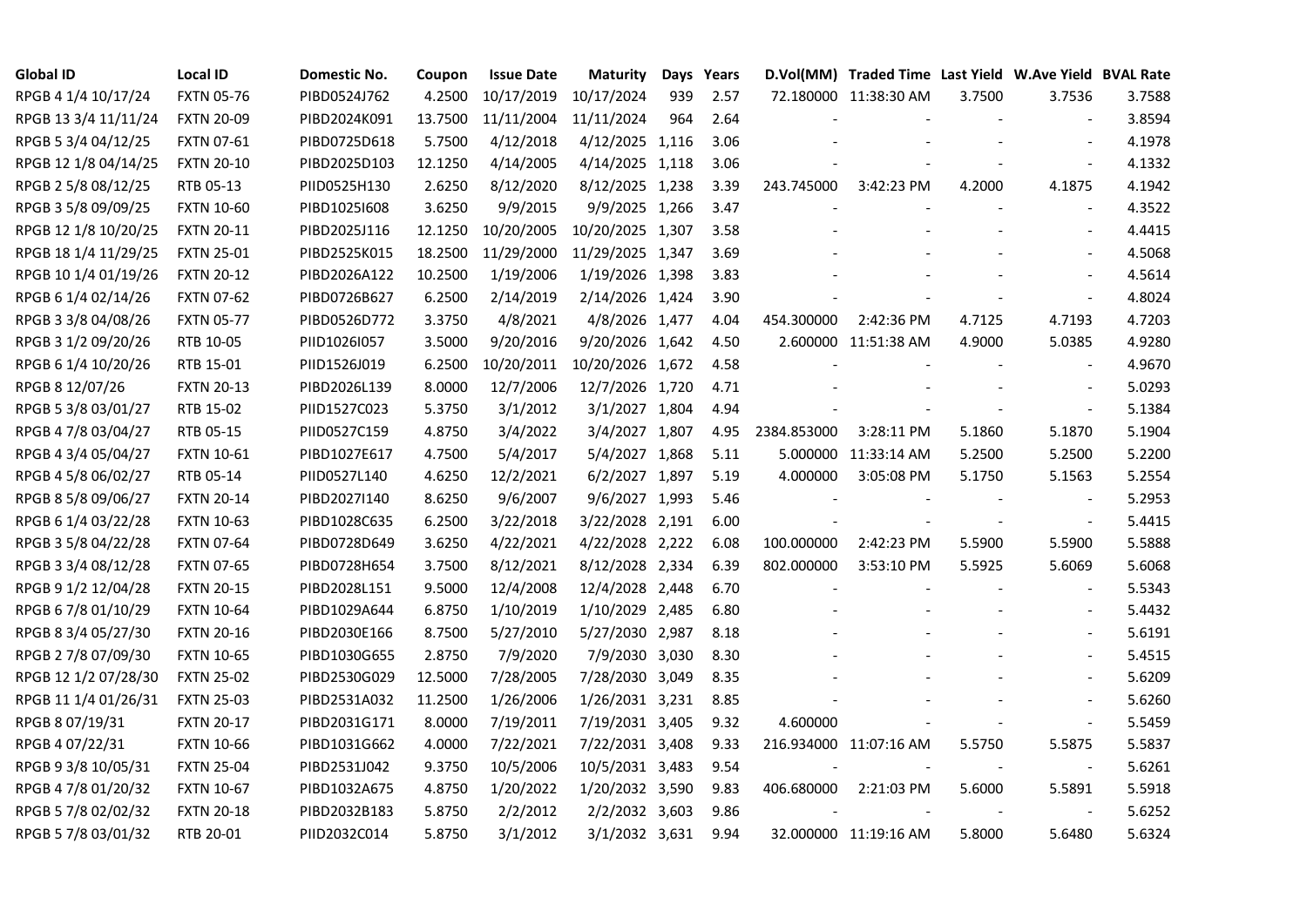| Global ID | Local ID | Domestic No. | Coupon | Issue Date | Maturity | Days | Years | D.Vol(MM) | Traded Time | Last Yield | W.Ave Yield | BVAL Rate |
|---|---|---|---|---|---|---|---|---|---|---|---|---|
| RPGB 4 1/4 10/17/24 | FXTN 05-76 | PIBD0524J762 | 4.2500 | 10/17/2019 | 10/17/2024 | 939 | 2.57 | 72.180000 | 11:38:30 AM | 3.7500 | 3.7536 | 3.7588 |
| RPGB 13 3/4 11/11/24 | FXTN 20-09 | PIBD2024K091 | 13.7500 | 11/11/2004 | 11/11/2024 | 964 | 2.64 | - | - | - | - | 3.8594 |
| RPGB 5 3/4 04/12/25 | FXTN 07-61 | PIBD0725D618 | 5.7500 | 4/12/2018 | 4/12/2025 | 1,116 | 3.06 | - | - | - | - | 4.1978 |
| RPGB 12 1/8 04/14/25 | FXTN 20-10 | PIBD2025D103 | 12.1250 | 4/14/2005 | 4/14/2025 | 1,118 | 3.06 | - | - | - | - | 4.1332 |
| RPGB 2 5/8 08/12/25 | RTB 05-13 | PIID0525H130 | 2.6250 | 8/12/2020 | 8/12/2025 | 1,238 | 3.39 | 243.745000 | 3:42:23 PM | 4.2000 | 4.1875 | 4.1942 |
| RPGB 3 5/8 09/09/25 | FXTN 10-60 | PIBD1025I608 | 3.6250 | 9/9/2015 | 9/9/2025 | 1,266 | 3.47 | - | - | - | - | 4.3522 |
| RPGB 12 1/8 10/20/25 | FXTN 20-11 | PIBD2025J116 | 12.1250 | 10/20/2005 | 10/20/2025 | 1,307 | 3.58 | - | - | - | - | 4.4415 |
| RPGB 18 1/4 11/29/25 | FXTN 25-01 | PIBD2525K015 | 18.2500 | 11/29/2000 | 11/29/2025 | 1,347 | 3.69 | - | - | - | - | 4.5068 |
| RPGB 10 1/4 01/19/26 | FXTN 20-12 | PIBD2026A122 | 10.2500 | 1/19/2006 | 1/19/2026 | 1,398 | 3.83 | - | - | - | - | 4.5614 |
| RPGB 6 1/4 02/14/26 | FXTN 07-62 | PIBD0726B627 | 6.2500 | 2/14/2019 | 2/14/2026 | 1,424 | 3.90 | - | - | - | - | 4.8024 |
| RPGB 3 3/8 04/08/26 | FXTN 05-77 | PIBD0526D772 | 3.3750 | 4/8/2021 | 4/8/2026 | 1,477 | 4.04 | 454.300000 | 2:42:36 PM | 4.7125 | 4.7193 | 4.7203 |
| RPGB 3 1/2 09/20/26 | RTB 10-05 | PIID1026I057 | 3.5000 | 9/20/2016 | 9/20/2026 | 1,642 | 4.50 | 2.600000 | 11:51:38 AM | 4.9000 | 5.0385 | 4.9280 |
| RPGB 6 1/4 10/20/26 | RTB 15-01 | PIID1526J019 | 6.2500 | 10/20/2011 | 10/20/2026 | 1,672 | 4.58 | - | - | - | - | 4.9670 |
| RPGB 8 12/07/26 | FXTN 20-13 | PIBD2026L139 | 8.0000 | 12/7/2006 | 12/7/2026 | 1,720 | 4.71 | - | - | - | - | 5.0293 |
| RPGB 5 3/8 03/01/27 | RTB 15-02 | PIID1527C023 | 5.3750 | 3/1/2012 | 3/1/2027 | 1,804 | 4.94 | - | - | - | - | 5.1384 |
| RPGB 4 7/8 03/04/27 | RTB 05-15 | PIID0527C159 | 4.8750 | 3/4/2022 | 3/4/2027 | 1,807 | 4.95 | 2384.853000 | 3:28:11 PM | 5.1860 | 5.1870 | 5.1904 |
| RPGB 4 3/4 05/04/27 | FXTN 10-61 | PIBD1027E617 | 4.7500 | 5/4/2017 | 5/4/2027 | 1,868 | 5.11 | 5.000000 | 11:33:14 AM | 5.2500 | 5.2500 | 5.2200 |
| RPGB 4 5/8 06/02/27 | RTB 05-14 | PIID0527L140 | 4.6250 | 12/2/2021 | 6/2/2027 | 1,897 | 5.19 | 4.000000 | 3:05:08 PM | 5.1750 | 5.1563 | 5.2554 |
| RPGB 8 5/8 09/06/27 | FXTN 20-14 | PIBD2027I140 | 8.6250 | 9/6/2007 | 9/6/2027 | 1,993 | 5.46 | - | - | - | - | 5.2953 |
| RPGB 6 1/4 03/22/28 | FXTN 10-63 | PIBD1028C635 | 6.2500 | 3/22/2018 | 3/22/2028 | 2,191 | 6.00 | - | - | - | - | 5.4415 |
| RPGB 3 5/8 04/22/28 | FXTN 07-64 | PIBD0728D649 | 3.6250 | 4/22/2021 | 4/22/2028 | 2,222 | 6.08 | 100.000000 | 2:42:23 PM | 5.5900 | 5.5900 | 5.5888 |
| RPGB 3 3/4 08/12/28 | FXTN 07-65 | PIBD0728H654 | 3.7500 | 8/12/2021 | 8/12/2028 | 2,334 | 6.39 | 802.000000 | 3:53:10 PM | 5.5925 | 5.6069 | 5.6068 |
| RPGB 9 1/2 12/04/28 | FXTN 20-15 | PIBD2028L151 | 9.5000 | 12/4/2008 | 12/4/2028 | 2,448 | 6.70 | - | - | - | - | 5.5343 |
| RPGB 6 7/8 01/10/29 | FXTN 10-64 | PIBD1029A644 | 6.8750 | 1/10/2019 | 1/10/2029 | 2,485 | 6.80 | - | - | - | - | 5.4432 |
| RPGB 8 3/4 05/27/30 | FXTN 20-16 | PIBD2030E166 | 8.7500 | 5/27/2010 | 5/27/2030 | 2,987 | 8.18 | - | - | - | - | 5.6191 |
| RPGB 2 7/8 07/09/30 | FXTN 10-65 | PIBD1030G655 | 2.8750 | 7/9/2020 | 7/9/2030 | 3,030 | 8.30 | - | - | - | - | 5.4515 |
| RPGB 12 1/2 07/28/30 | FXTN 25-02 | PIBD2530G029 | 12.5000 | 7/28/2005 | 7/28/2030 | 3,049 | 8.35 | - | - | - | - | 5.6209 |
| RPGB 11 1/4 01/26/31 | FXTN 25-03 | PIBD2531A032 | 11.2500 | 1/26/2006 | 1/26/2031 | 3,231 | 8.85 | - | - | - | - | 5.6260 |
| RPGB 8 07/19/31 | FXTN 20-17 | PIBD2031G171 | 8.0000 | 7/19/2011 | 7/19/2031 | 3,405 | 9.32 | 4.600000 | - | - | - | 5.5459 |
| RPGB 4 07/22/31 | FXTN 10-66 | PIBD1031G662 | 4.0000 | 7/22/2021 | 7/22/2031 | 3,408 | 9.33 | 216.934000 | 11:07:16 AM | 5.5750 | 5.5875 | 5.5837 |
| RPGB 9 3/8 10/05/31 | FXTN 25-04 | PIBD2531J042 | 9.3750 | 10/5/2006 | 10/5/2031 | 3,483 | 9.54 | - | - | - | - | 5.6261 |
| RPGB 4 7/8 01/20/32 | FXTN 10-67 | PIBD1032A675 | 4.8750 | 1/20/2022 | 1/20/2032 | 3,590 | 9.83 | 406.680000 | 2:21:03 PM | 5.6000 | 5.5891 | 5.5918 |
| RPGB 5 7/8 02/02/32 | FXTN 20-18 | PIBD2032B183 | 5.8750 | 2/2/2012 | 2/2/2032 | 3,603 | 9.86 | - | - | - | - | 5.6252 |
| RPGB 5 7/8 03/01/32 | RTB 20-01 | PIID2032C014 | 5.8750 | 3/1/2012 | 3/1/2032 | 3,631 | 9.94 | 32.000000 | 11:19:16 AM | 5.8000 | 5.6480 | 5.6324 |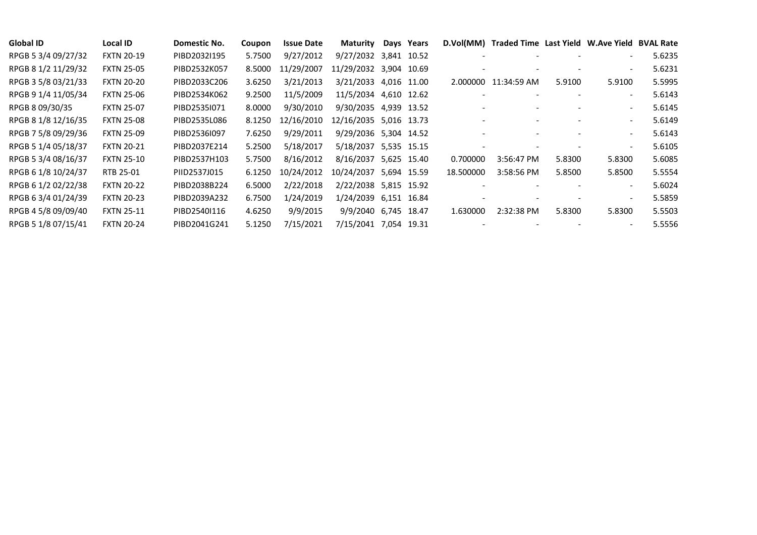| Global ID | Local ID | Domestic No. | Coupon | Issue Date | Maturity | Days | Years | D.Vol(MM) | Traded Time | Last Yield | W.Ave Yield | BVAL Rate |
|---|---|---|---|---|---|---|---|---|---|---|---|---|
| RPGB 5 3/4 09/27/32 | FXTN 20-19 | PIBD2032I195 | 5.7500 | 9/27/2012 | 9/27/2032 | 3,841 | 10.52 | - | - | - | - | 5.6235 |
| RPGB 8 1/2 11/29/32 | FXTN 25-05 | PIBD2532K057 | 8.5000 | 11/29/2007 | 11/29/2032 | 3,904 | 10.69 | - | - | - | - | 5.6231 |
| RPGB 3 5/8 03/21/33 | FXTN 20-20 | PIBD2033C206 | 3.6250 | 3/21/2013 | 3/21/2033 | 4,016 | 11.00 | 2.000000 | 11:34:59 AM | 5.9100 | 5.9100 | 5.5995 |
| RPGB 9 1/4 11/05/34 | FXTN 25-06 | PIBD2534K062 | 9.2500 | 11/5/2009 | 11/5/2034 | 4,610 | 12.62 | - | - | - | - | 5.6143 |
| RPGB 8 09/30/35 | FXTN 25-07 | PIBD2535I071 | 8.0000 | 9/30/2010 | 9/30/2035 | 4,939 | 13.52 | - | - | - | - | 5.6145 |
| RPGB 8 1/8 12/16/35 | FXTN 25-08 | PIBD2535L086 | 8.1250 | 12/16/2010 | 12/16/2035 | 5,016 | 13.73 | - | - | - | - | 5.6149 |
| RPGB 7 5/8 09/29/36 | FXTN 25-09 | PIBD2536I097 | 7.6250 | 9/29/2011 | 9/29/2036 | 5,304 | 14.52 | - | - | - | - | 5.6143 |
| RPGB 5 1/4 05/18/37 | FXTN 20-21 | PIBD2037E214 | 5.2500 | 5/18/2017 | 5/18/2037 | 5,535 | 15.15 | - | - | - | - | 5.6105 |
| RPGB 5 3/4 08/16/37 | FXTN 25-10 | PIBD2537H103 | 5.7500 | 8/16/2012 | 8/16/2037 | 5,625 | 15.40 | 0.700000 | 3:56:47 PM | 5.8300 | 5.8300 | 5.6085 |
| RPGB 6 1/8 10/24/37 | RTB 25-01 | PIID2537J015 | 6.1250 | 10/24/2012 | 10/24/2037 | 5,694 | 15.59 | 18.500000 | 3:58:56 PM | 5.8500 | 5.8500 | 5.5554 |
| RPGB 6 1/2 02/22/38 | FXTN 20-22 | PIBD2038B224 | 6.5000 | 2/22/2018 | 2/22/2038 | 5,815 | 15.92 | - | - | - | - | 5.6024 |
| RPGB 6 3/4 01/24/39 | FXTN 20-23 | PIBD2039A232 | 6.7500 | 1/24/2019 | 1/24/2039 | 6,151 | 16.84 | - | - | - | - | 5.5859 |
| RPGB 4 5/8 09/09/40 | FXTN 25-11 | PIBD2540I116 | 4.6250 | 9/9/2015 | 9/9/2040 | 6,745 | 18.47 | 1.630000 | 2:32:38 PM | 5.8300 | 5.8300 | 5.5503 |
| RPGB 5 1/8 07/15/41 | FXTN 20-24 | PIBD2041G241 | 5.1250 | 7/15/2021 | 7/15/2041 | 7,054 | 19.31 | - | - | - | - | 5.5556 |